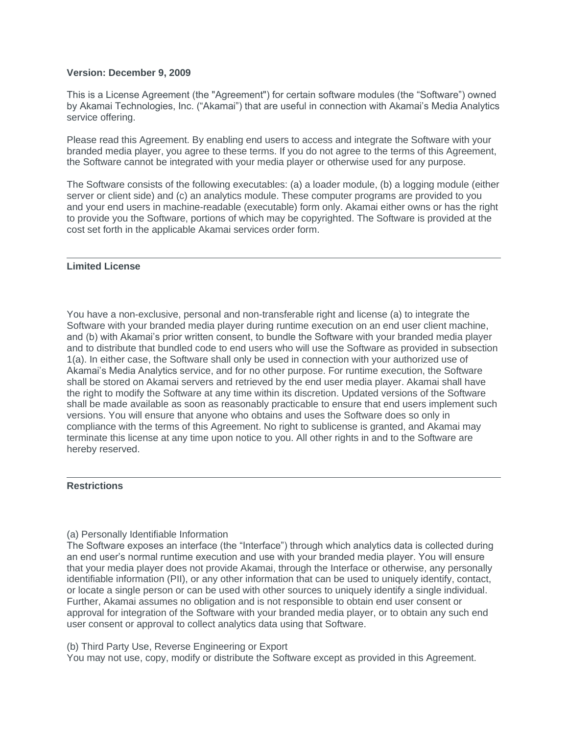**Version: December 9, 2009**

This is a License Agreement (the "Agreement") for certain software modules (the “Software”) owned by Akamai Technologies, Inc. (“Akamai”) that are useful in connection with Akamai’s Media Analytics service offering.

Please read this Agreement. By enabling end users to access and integrate the Software with your branded media player, you agree to these terms. If you do not agree to the terms of this Agreement, the Software cannot be integrated with your media player or otherwise used for any purpose.

The Software consists of the following executables: (a) a loader module, (b) a logging module (either server or client side) and (c) an analytics module. These computer programs are provided to you and your end users in machine-readable (executable) form only. Akamai either owns or has the right to provide you the Software, portions of which may be copyrighted. The Software is provided at the cost set forth in the applicable Akamai services order form.

---

## Limited License

You have a non-exclusive, personal and non-transferable right and license (a) to integrate the Software with your branded media player during runtime execution on an end user client machine, and (b) with Akamai’s prior written consent, to bundle the Software with your branded media player and to distribute that bundled code to end users who will use the Software as provided in subsection 1(a). In either case, the Software shall only be used in connection with your authorized use of Akamai’s Media Analytics service, and for no other purpose. For runtime execution, the Software shall be stored on Akamai servers and retrieved by the end user media player. Akamai shall have the right to modify the Software at any time within its discretion. Updated versions of the Software shall be made available as soon as reasonably practicable to ensure that end users implement such versions. You will ensure that anyone who obtains and uses the Software does so only in compliance with the terms of this Agreement. No right to sublicense is granted, and Akamai may terminate this license at any time upon notice to you. All other rights in and to the Software are hereby reserved.

---

## Restrictions

(a) Personally Identifiable Information
The Software exposes an interface (the “Interface”) through which analytics data is collected during an end user’s normal runtime execution and use with your branded media player. You will ensure that your media player does not provide Akamai, through the Interface or otherwise, any personally identifiable information (PII), or any other information that can be used to uniquely identify, contact, or locate a single person or can be used with other sources to uniquely identify a single individual. Further, Akamai assumes no obligation and is not responsible to obtain end user consent or approval for integration of the Software with your branded media player, or to obtain any such end user consent or approval to collect analytics data using that Software.

(b) Third Party Use, Reverse Engineering or Export
You may not use, copy, modify or distribute the Software except as provided in this Agreement.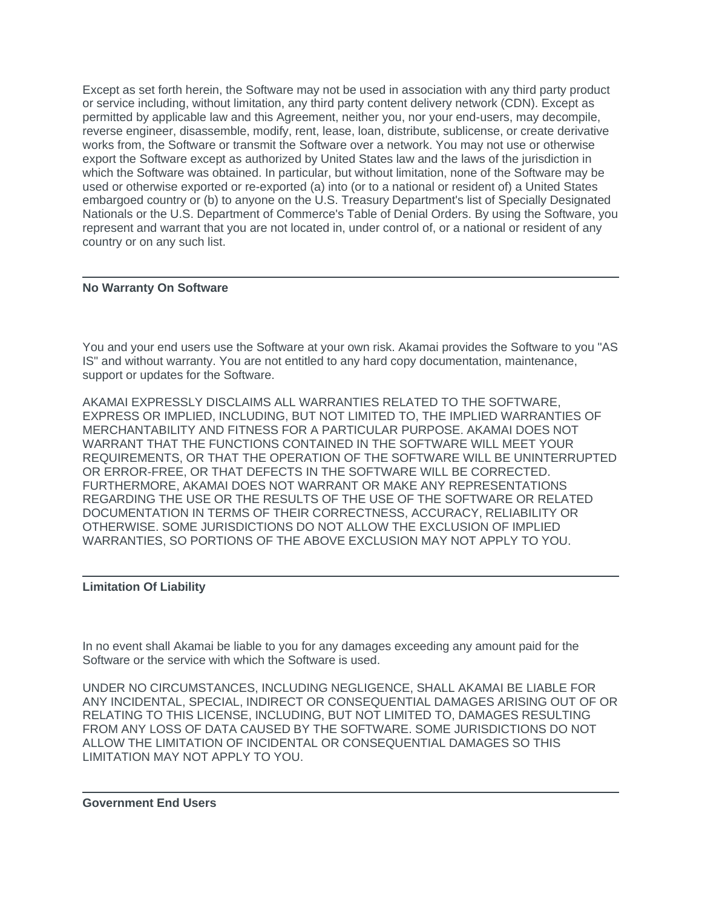Except as set forth herein, the Software may not be used in association with any third party product or service including, without limitation, any third party content delivery network (CDN). Except as permitted by applicable law and this Agreement, neither you, nor your end-users, may decompile, reverse engineer, disassemble, modify, rent, lease, loan, distribute, sublicense, or create derivative works from, the Software or transmit the Software over a network. You may not use or otherwise export the Software except as authorized by United States law and the laws of the jurisdiction in which the Software was obtained. In particular, but without limitation, none of the Software may be used or otherwise exported or re-exported (a) into (or to a national or resident of) a United States embargoed country or (b) to anyone on the U.S. Treasury Department's list of Specially Designated Nationals or the U.S. Department of Commerce's Table of Denial Orders. By using the Software, you represent and warrant that you are not located in, under control of, or a national or resident of any country or on any such list.

---

**No Warranty On Software**

You and your end users use the Software at your own risk. Akamai provides the Software to you "AS IS" and without warranty. You are not entitled to any hard copy documentation, maintenance, support or updates for the Software.

AKAMAI EXPRESSLY DISCLAIMS ALL WARRANTIES RELATED TO THE SOFTWARE, EXPRESS OR IMPLIED, INCLUDING, BUT NOT LIMITED TO, THE IMPLIED WARRANTIES OF MERCHANTABILITY AND FITNESS FOR A PARTICULAR PURPOSE. AKAMAI DOES NOT WARRANT THAT THE FUNCTIONS CONTAINED IN THE SOFTWARE WILL MEET YOUR REQUIREMENTS, OR THAT THE OPERATION OF THE SOFTWARE WILL BE UNINTERRUPTED OR ERROR-FREE, OR THAT DEFECTS IN THE SOFTWARE WILL BE CORRECTED. FURTHERMORE, AKAMAI DOES NOT WARRANT OR MAKE ANY REPRESENTATIONS REGARDING THE USE OR THE RESULTS OF THE USE OF THE SOFTWARE OR RELATED DOCUMENTATION IN TERMS OF THEIR CORRECTNESS, ACCURACY, RELIABILITY OR OTHERWISE. SOME JURISDICTIONS DO NOT ALLOW THE EXCLUSION OF IMPLIED WARRANTIES, SO PORTIONS OF THE ABOVE EXCLUSION MAY NOT APPLY TO YOU.

---

**Limitation Of Liability**

In no event shall Akamai be liable to you for any damages exceeding any amount paid for the Software or the service with which the Software is used.

UNDER NO CIRCUMSTANCES, INCLUDING NEGLIGENCE, SHALL AKAMAI BE LIABLE FOR ANY INCIDENTAL, SPECIAL, INDIRECT OR CONSEQUENTIAL DAMAGES ARISING OUT OF OR RELATING TO THIS LICENSE, INCLUDING, BUT NOT LIMITED TO, DAMAGES RESULTING FROM ANY LOSS OF DATA CAUSED BY THE SOFTWARE. SOME JURISDICTIONS DO NOT ALLOW THE LIMITATION OF INCIDENTAL OR CONSEQUENTIAL DAMAGES SO THIS LIMITATION MAY NOT APPLY TO YOU.

---

**Government End Users**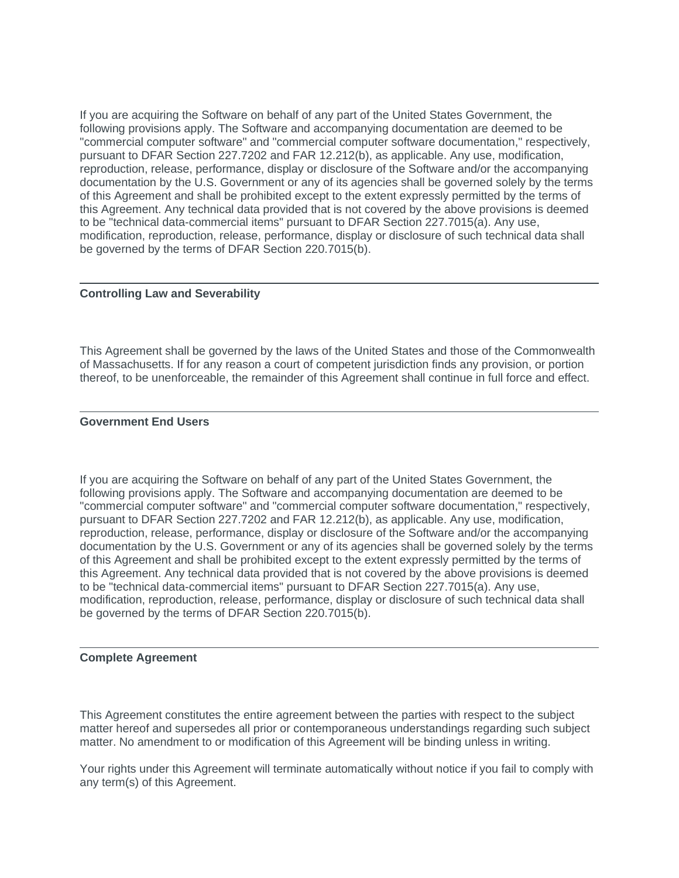If you are acquiring the Software on behalf of any part of the United States Government, the following provisions apply. The Software and accompanying documentation are deemed to be "commercial computer software" and "commercial computer software documentation," respectively, pursuant to DFAR Section 227.7202 and FAR 12.212(b), as applicable. Any use, modification, reproduction, release, performance, display or disclosure of the Software and/or the accompanying documentation by the U.S. Government or any of its agencies shall be governed solely by the terms of this Agreement and shall be prohibited except to the extent expressly permitted by the terms of this Agreement. Any technical data provided that is not covered by the above provisions is deemed to be "technical data-commercial items" pursuant to DFAR Section 227.7015(a). Any use, modification, reproduction, release, performance, display or disclosure of such technical data shall be governed by the terms of DFAR Section 220.7015(b).

---

**Controlling Law and Severability**

This Agreement shall be governed by the laws of the United States and those of the Commonwealth of Massachusetts. If for any reason a court of competent jurisdiction finds any provision, or portion thereof, to be unenforceable, the remainder of this Agreement shall continue in full force and effect.

---

**Government End Users**

If you are acquiring the Software on behalf of any part of the United States Government, the following provisions apply. The Software and accompanying documentation are deemed to be "commercial computer software" and "commercial computer software documentation," respectively, pursuant to DFAR Section 227.7202 and FAR 12.212(b), as applicable. Any use, modification, reproduction, release, performance, display or disclosure of the Software and/or the accompanying documentation by the U.S. Government or any of its agencies shall be governed solely by the terms of this Agreement and shall be prohibited except to the extent expressly permitted by the terms of this Agreement. Any technical data provided that is not covered by the above provisions is deemed to be "technical data-commercial items" pursuant to DFAR Section 227.7015(a). Any use, modification, reproduction, release, performance, display or disclosure of such technical data shall be governed by the terms of DFAR Section 220.7015(b).

---

**Complete Agreement**

This Agreement constitutes the entire agreement between the parties with respect to the subject matter hereof and supersedes all prior or contemporaneous understandings regarding such subject matter. No amendment to or modification of this Agreement will be binding unless in writing.

Your rights under this Agreement will terminate automatically without notice if you fail to comply with any term(s) of this Agreement.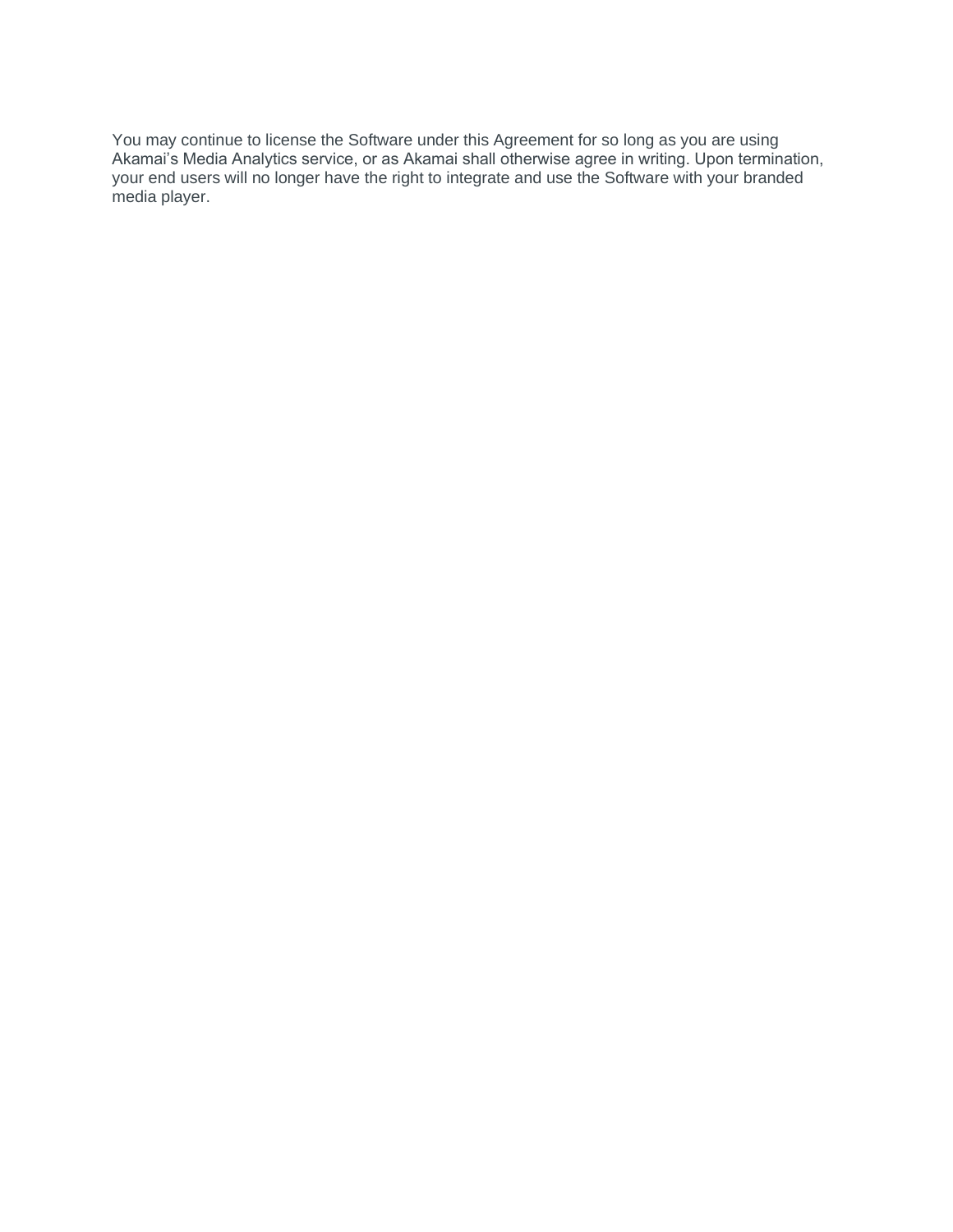You may continue to license the Software under this Agreement for so long as you are using Akamai's Media Analytics service, or as Akamai shall otherwise agree in writing. Upon termination, your end users will no longer have the right to integrate and use the Software with your branded media player.